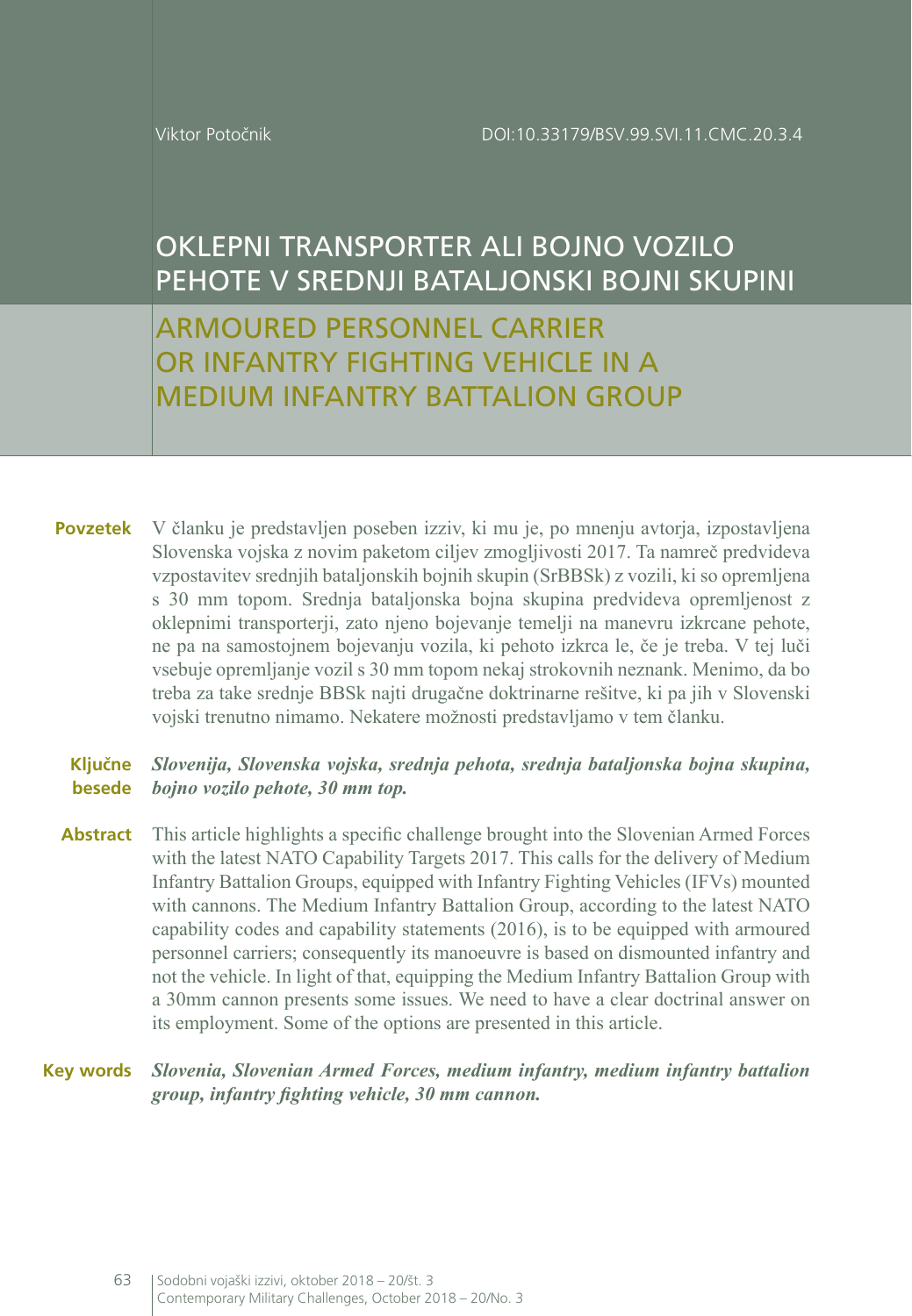Viktor Potočnik

DOI:10.33179/BSV.99.SVI.11.CMC.20.3.4

# OKLEPNI TRANSPORTER ALI BOJNO VOZILO PEHOTE V SREDNJI BATALJONSKI BOJNI SKUPINI

# ARMOURED PERSONNEL CARRIER OR INFANTRY FIGHTING VEHICLE IN A MEDIUM INFANTRY BATTALION GROUP

**Povzetek** V članku je predstavljen poseben izziv, ki mu je, po mnenju avtorja, izpostavljena Slovenska vojska z novim paketom ciljev zmogljivosti 2017. Ta namreč predvideva vzpostavitev srednjih bataljonskih bojnih skupin (SrBBSk) z vozili, ki so opremljena s 30 mm topom. Srednja bataljonska bojna skupina predvideva opremljenost z oklepnimi transporterji, zato njeno bojevanje temelji na manevru izkrcane pehote, ne pa na samostojnem bojevanju vozila, ki pehoto izkrca le, če je treba. V tej luči vsebuje opremljanje vozil s 30 mm topom nekaj strokovnih neznank. Menimo, da bo treba za take srednje BBSk najti drugačne doktrinarne rešitve, ki pa jih v Slovenski vojski trenutno nimamo. Nekatere možnosti predstavljamo v tem članku.

**Ključne besede** ***Slovenija, Slovenska vojska, srednja pehota, srednja bataljonska bojna skupina, bojno vozilo pehote, 30 mm top.***

**Abstract** This article highlights a specific challenge brought into the Slovenian Armed Forces with the latest NATO Capability Targets 2017. This calls for the delivery of Medium Infantry Battalion Groups, equipped with Infantry Fighting Vehicles (IFVs) mounted with cannons. The Medium Infantry Battalion Group, according to the latest NATO capability codes and capability statements (2016), is to be equipped with armoured personnel carriers; consequently its manoeuvre is based on dismounted infantry and not the vehicle. In light of that, equipping the Medium Infantry Battalion Group with a 30mm cannon presents some issues. We need to have a clear doctrinal answer on its employment. Some of the options are presented in this article.

**Key words** ***Slovenia, Slovenian Armed Forces, medium infantry, medium infantry battalion group, infantry fighting vehicle, 30 mm cannon.***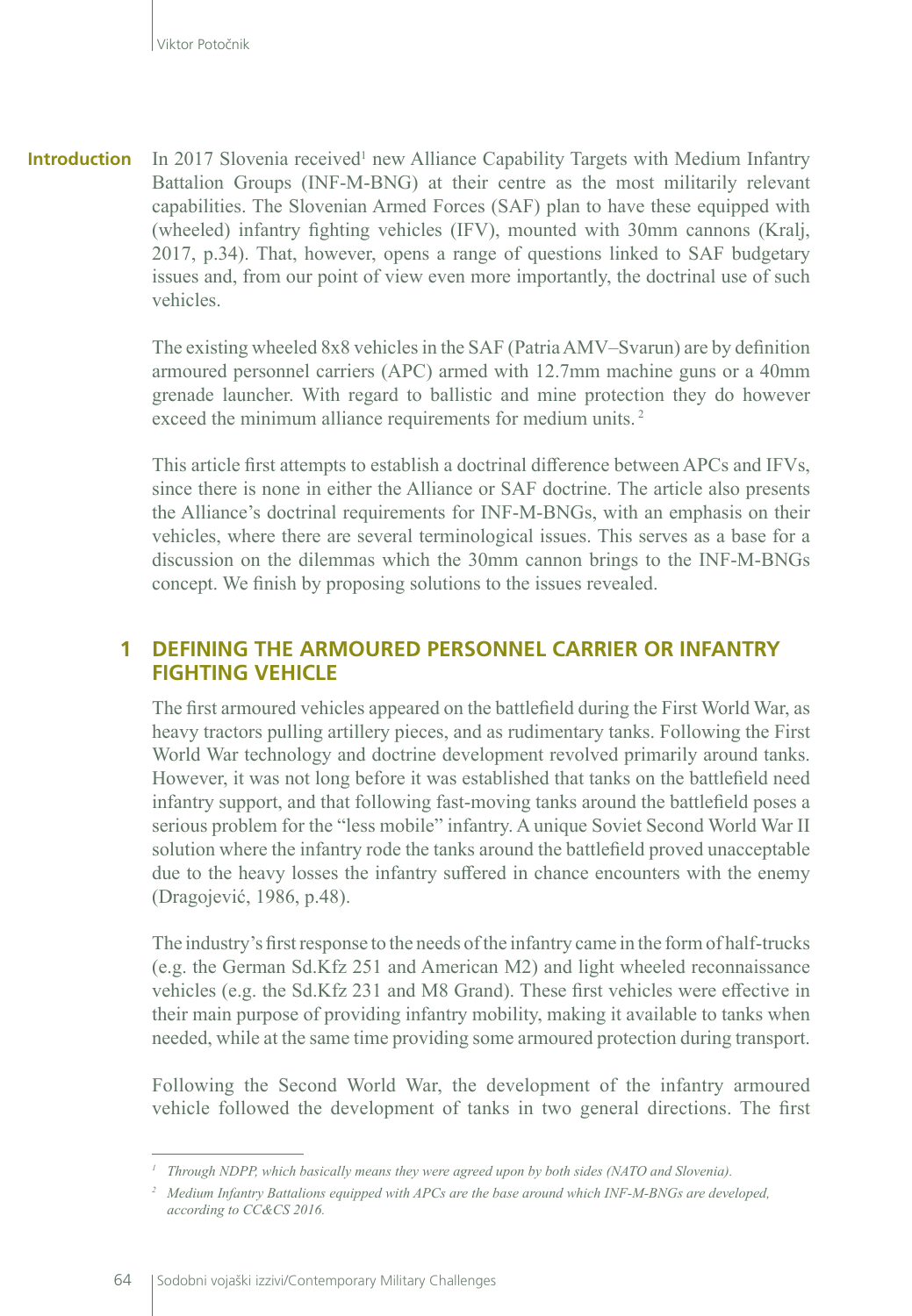**Introduction** In 2017 Slovenia received[1] new Alliance Capability Targets with Medium Infantry Battalion Groups (INF-M-BNG) at their centre as the most militarily relevant capabilities. The Slovenian Armed Forces (SAF) plan to have these equipped with (wheeled) infantry fighting vehicles (IFV), mounted with 30mm cannons (Kralj, 2017, p.34). That, however, opens a range of questions linked to SAF budgetary issues and, from our point of view even more importantly, the doctrinal use of such vehicles.

The existing wheeled 8x8 vehicles in the SAF (Patria AMV–Svarun) are by definition armoured personnel carriers (APC) armed with 12.7mm machine guns or a 40mm grenade launcher. With regard to ballistic and mine protection they do however exceed the minimum alliance requirements for medium units.[2]

This article first attempts to establish a doctrinal difference between APCs and IFVs, since there is none in either the Alliance or SAF doctrine. The article also presents the Alliance's doctrinal requirements for INF-M-BNGs, with an emphasis on their vehicles, where there are several terminological issues. This serves as a base for a discussion on the dilemmas which the 30mm cannon brings to the INF-M-BNGs concept. We finish by proposing solutions to the issues revealed.

## 1 DEFINING THE ARMOURED PERSONNEL CARRIER OR INFANTRY FIGHTING VEHICLE

The first armoured vehicles appeared on the battlefield during the First World War, as heavy tractors pulling artillery pieces, and as rudimentary tanks. Following the First World War technology and doctrine development revolved primarily around tanks. However, it was not long before it was established that tanks on the battlefield need infantry support, and that following fast-moving tanks around the battlefield poses a serious problem for the "less mobile" infantry. A unique Soviet Second World War II solution where the infantry rode the tanks around the battlefield proved unacceptable due to the heavy losses the infantry suffered in chance encounters with the enemy (Dragojević, 1986, p.48).

The industry's first response to the needs of the infantry came in the form of half-trucks (e.g. the German Sd.Kfz 251 and American M2) and light wheeled reconnaissance vehicles (e.g. the Sd.Kfz 231 and M8 Grand). These first vehicles were effective in their main purpose of providing infantry mobility, making it available to tanks when needed, while at the same time providing some armoured protection during transport.

Following the Second World War, the development of the infantry armoured vehicle followed the development of tanks in two general directions. The first

---

*[1] Through NDPP, which basically means they were agreed upon by both sides (NATO and Slovenia).*

*[2] Medium Infantry Battalions equipped with APCs are the base around which INF-M-BNGs are developed, according to CC&CS 2016.*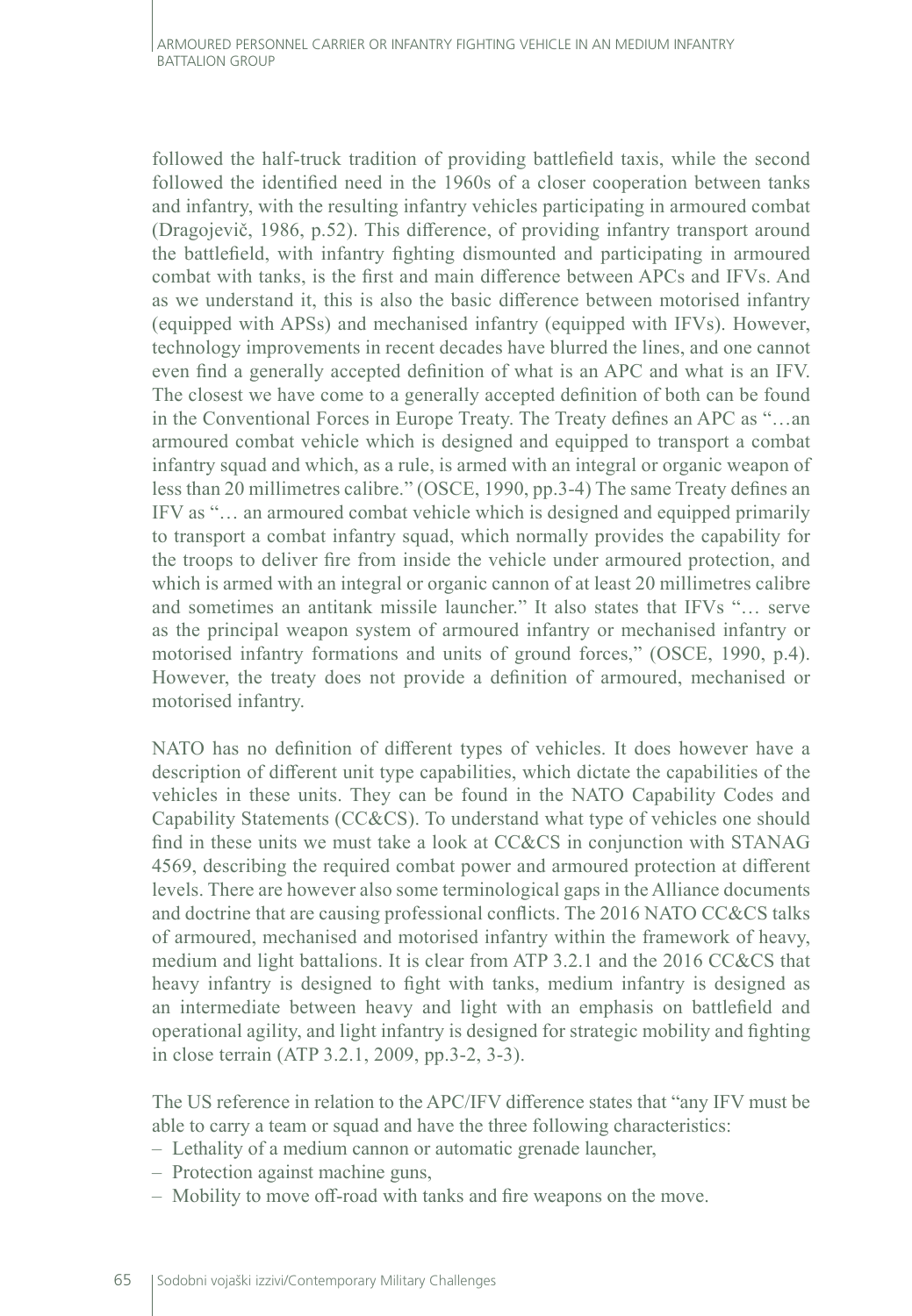followed the half-truck tradition of providing battlefield taxis, while the second followed the identified need in the 1960s of a closer cooperation between tanks and infantry, with the resulting infantry vehicles participating in armoured combat (Dragojevič, 1986, p.52). This difference, of providing infantry transport around the battlefield, with infantry fighting dismounted and participating in armoured combat with tanks, is the first and main difference between APCs and IFVs. And as we understand it, this is also the basic difference between motorised infantry (equipped with APSs) and mechanised infantry (equipped with IFVs). However, technology improvements in recent decades have blurred the lines, and one cannot even find a generally accepted definition of what is an APC and what is an IFV. The closest we have come to a generally accepted definition of both can be found in the Conventional Forces in Europe Treaty. The Treaty defines an APC as "…an armoured combat vehicle which is designed and equipped to transport a combat infantry squad and which, as a rule, is armed with an integral or organic weapon of less than 20 millimetres calibre." (OSCE, 1990, pp.3-4) The same Treaty defines an IFV as "… an armoured combat vehicle which is designed and equipped primarily to transport a combat infantry squad, which normally provides the capability for the troops to deliver fire from inside the vehicle under armoured protection, and which is armed with an integral or organic cannon of at least 20 millimetres calibre and sometimes an antitank missile launcher." It also states that IFVs "… serve as the principal weapon system of armoured infantry or mechanised infantry or motorised infantry formations and units of ground forces," (OSCE, 1990, p.4). However, the treaty does not provide a definition of armoured, mechanised or motorised infantry.

NATO has no definition of different types of vehicles. It does however have a description of different unit type capabilities, which dictate the capabilities of the vehicles in these units. They can be found in the NATO Capability Codes and Capability Statements (CC&CS). To understand what type of vehicles one should find in these units we must take a look at CC&CS in conjunction with STANAG 4569, describing the required combat power and armoured protection at different levels. There are however also some terminological gaps in the Alliance documents and doctrine that are causing professional conflicts. The 2016 NATO CC&CS talks of armoured, mechanised and motorised infantry within the framework of heavy, medium and light battalions. It is clear from ATP 3.2.1 and the 2016 CC&CS that heavy infantry is designed to fight with tanks, medium infantry is designed as an intermediate between heavy and light with an emphasis on battlefield and operational agility, and light infantry is designed for strategic mobility and fighting in close terrain (ATP 3.2.1, 2009, pp.3-2, 3-3).

The US reference in relation to the APC/IFV difference states that "any IFV must be able to carry a team or squad and have the three following characteristics:

– Lethality of a medium cannon or automatic grenade launcher,
– Protection against machine guns,
– Mobility to move off-road with tanks and fire weapons on the move.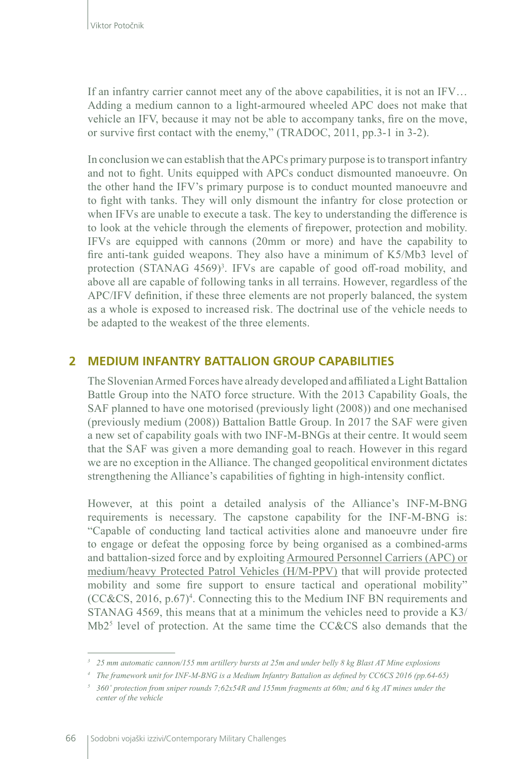If an infantry carrier cannot meet any of the above capabilities, it is not an IFV… Adding a medium cannon to a light-armoured wheeled APC does not make that vehicle an IFV, because it may not be able to accompany tanks, fire on the move, or survive first contact with the enemy," (TRADOC, 2011, pp.3-1 in 3-2).

In conclusion we can establish that the APCs primary purpose is to transport infantry and not to fight. Units equipped with APCs conduct dismounted manoeuvre. On the other hand the IFV's primary purpose is to conduct mounted manoeuvre and to fight with tanks. They will only dismount the infantry for close protection or when IFVs are unable to execute a task. The key to understanding the difference is to look at the vehicle through the elements of firepower, protection and mobility. IFVs are equipped with cannons (20mm or more) and have the capability to fire anti-tank guided weapons. They also have a minimum of K5/Mb3 level of protection (STANAG 4569)[3]. IFVs are capable of good off-road mobility, and above all are capable of following tanks in all terrains. However, regardless of the APC/IFV definition, if these three elements are not properly balanced, the system as a whole is exposed to increased risk. The doctrinal use of the vehicle needs to be adapted to the weakest of the three elements.

## 2 MEDIUM INFANTRY BATTALION GROUP CAPABILITIES

The Slovenian Armed Forces have already developed and affiliated a Light Battalion Battle Group into the NATO force structure. With the 2013 Capability Goals, the SAF planned to have one motorised (previously light (2008)) and one mechanised (previously medium (2008)) Battalion Battle Group. In 2017 the SAF were given a new set of capability goals with two INF-M-BNGs at their centre. It would seem that the SAF was given a more demanding goal to reach. However in this regard we are no exception in the Alliance. The changed geopolitical environment dictates strengthening the Alliance's capabilities of fighting in high-intensity conflict.

However, at this point a detailed analysis of the Alliance's INF-M-BNG requirements is necessary. The capstone capability for the INF-M-BNG is: "Capable of conducting land tactical activities alone and manoeuvre under fire to engage or defeat the opposing force by being organised as a combined-arms and battalion-sized force and by exploiting Armoured Personnel Carriers (APC) or medium/heavy Protected Patrol Vehicles (H/M-PPV) that will provide protected mobility and some fire support to ensure tactical and operational mobility" (CC&CS, 2016, p.67)[4]. Connecting this to the Medium INF BN requirements and STANAG 4569, this means that at a minimum the vehicles need to provide a K3/Mb2[5] level of protection. At the same time the CC&CS also demands that the

---

[3] *25 mm automatic cannon/155 mm artillery bursts at 25m and under belly 8 kg Blast AT Mine explosions*

[4] *The framework unit for INF-M-BNG is a Medium Infantry Battalion as defined by CC6CS 2016 (pp.64-65)*

[5] *360˚ protection from sniper rounds 7;62x54R and 155mm fragments at 60m; and 6 kg AT mines under the center of the vehicle*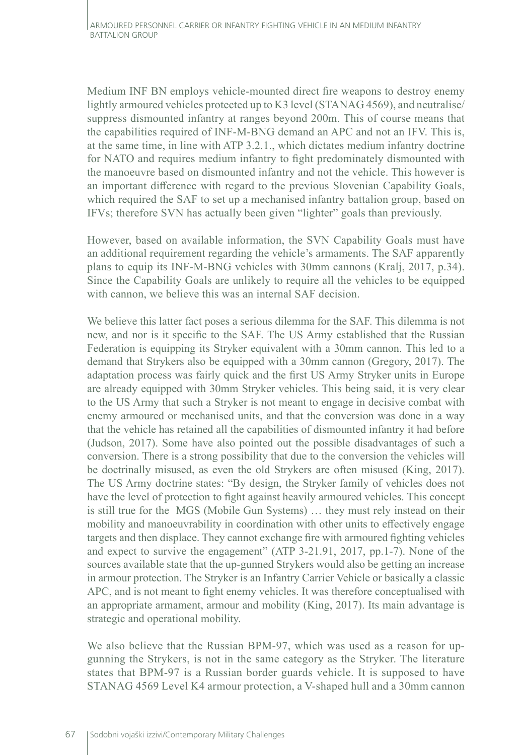Medium INF BN employs vehicle-mounted direct fire weapons to destroy enemy lightly armoured vehicles protected up to K3 level (STANAG 4569), and neutralise/suppress dismounted infantry at ranges beyond 200m. This of course means that the capabilities required of INF-M-BNG demand an APC and not an IFV. This is, at the same time, in line with ATP 3.2.1., which dictates medium infantry doctrine for NATO and requires medium infantry to fight predominately dismounted with the manoeuvre based on dismounted infantry and not the vehicle. This however is an important difference with regard to the previous Slovenian Capability Goals, which required the SAF to set up a mechanised infantry battalion group, based on IFVs; therefore SVN has actually been given "lighter" goals than previously.

However, based on available information, the SVN Capability Goals must have an additional requirement regarding the vehicle's armaments. The SAF apparently plans to equip its INF-M-BNG vehicles with 30mm cannons (Kralj, 2017, p.34). Since the Capability Goals are unlikely to require all the vehicles to be equipped with cannon, we believe this was an internal SAF decision.

We believe this latter fact poses a serious dilemma for the SAF. This dilemma is not new, and nor is it specific to the SAF. The US Army established that the Russian Federation is equipping its Stryker equivalent with a 30mm cannon. This led to a demand that Strykers also be equipped with a 30mm cannon (Gregory, 2017). The adaptation process was fairly quick and the first US Army Stryker units in Europe are already equipped with 30mm Stryker vehicles. This being said, it is very clear to the US Army that such a Stryker is not meant to engage in decisive combat with enemy armoured or mechanised units, and that the conversion was done in a way that the vehicle has retained all the capabilities of dismounted infantry it had before (Judson, 2017). Some have also pointed out the possible disadvantages of such a conversion. There is a strong possibility that due to the conversion the vehicles will be doctrinally misused, as even the old Strykers are often misused (King, 2017). The US Army doctrine states: "By design, the Stryker family of vehicles does not have the level of protection to fight against heavily armoured vehicles. This concept is still true for the MGS (Mobile Gun Systems) … they must rely instead on their mobility and manoeuvrability in coordination with other units to effectively engage targets and then displace. They cannot exchange fire with armoured fighting vehicles and expect to survive the engagement" (ATP 3-21.91, 2017, pp.1-7). None of the sources available state that the up-gunned Strykers would also be getting an increase in armour protection. The Stryker is an Infantry Carrier Vehicle or basically a classic APC, and is not meant to fight enemy vehicles. It was therefore conceptualised with an appropriate armament, armour and mobility (King, 2017). Its main advantage is strategic and operational mobility.

We also believe that the Russian BPM-97, which was used as a reason for up-gunning the Strykers, is not in the same category as the Stryker. The literature states that BPM-97 is a Russian border guards vehicle. It is supposed to have STANAG 4569 Level K4 armour protection, a V-shaped hull and a 30mm cannon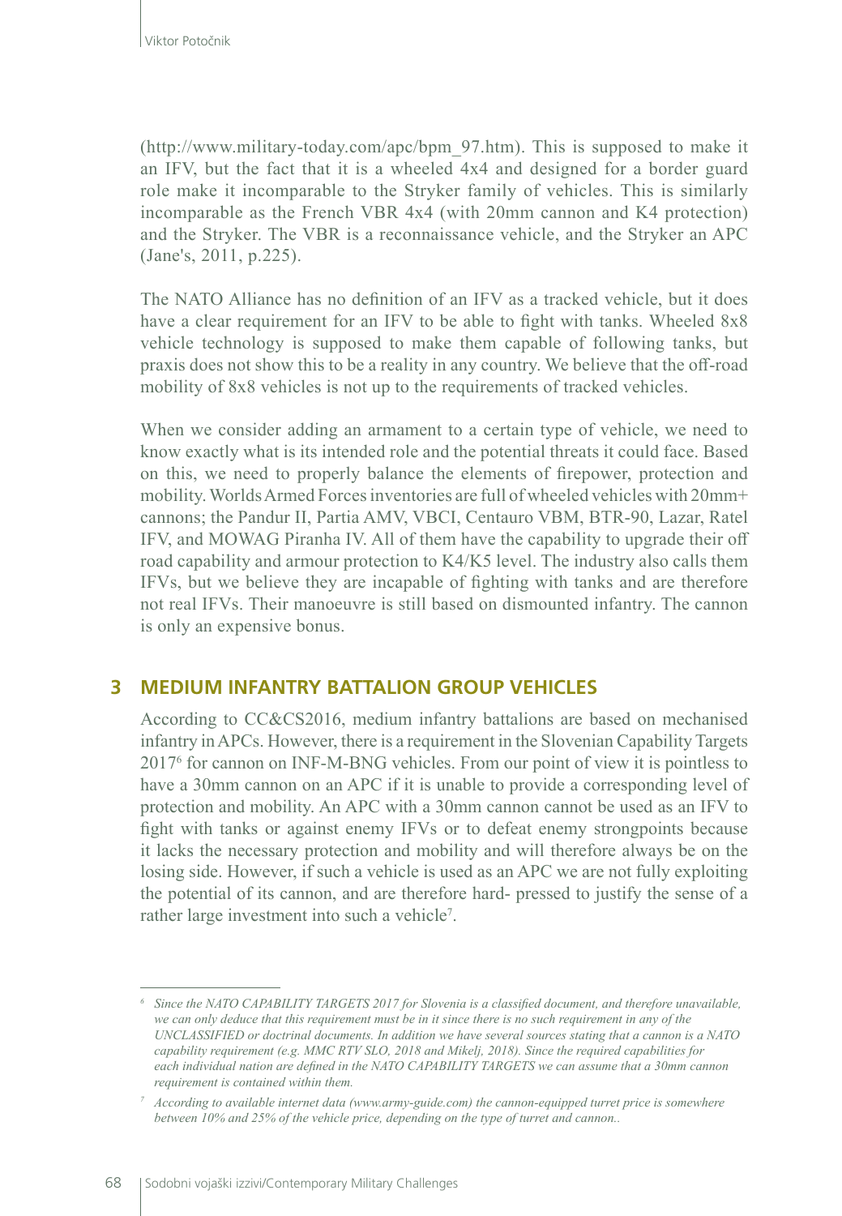(http://www.military-today.com/apc/bpm_97.htm). This is supposed to make it an IFV, but the fact that it is a wheeled 4x4 and designed for a border guard role make it incomparable to the Stryker family of vehicles. This is similarly incomparable as the French VBR 4x4 (with 20mm cannon and K4 protection) and the Stryker. The VBR is a reconnaissance vehicle, and the Stryker an APC (Jane's, 2011, p.225).

The NATO Alliance has no definition of an IFV as a tracked vehicle, but it does have a clear requirement for an IFV to be able to fight with tanks. Wheeled 8x8 vehicle technology is supposed to make them capable of following tanks, but praxis does not show this to be a reality in any country. We believe that the off-road mobility of 8x8 vehicles is not up to the requirements of tracked vehicles.

When we consider adding an armament to a certain type of vehicle, we need to know exactly what is its intended role and the potential threats it could face. Based on this, we need to properly balance the elements of firepower, protection and mobility. Worlds Armed Forces inventories are full of wheeled vehicles with 20mm+ cannons; the Pandur II, Partia AMV, VBCI, Centauro VBM, BTR-90, Lazar, Ratel IFV, and MOWAG Piranha IV. All of them have the capability to upgrade their off road capability and armour protection to K4/K5 level. The industry also calls them IFVs, but we believe they are incapable of fighting with tanks and are therefore not real IFVs. Their manoeuvre is still based on dismounted infantry. The cannon is only an expensive bonus.

## 3 MEDIUM INFANTRY BATTALION GROUP VEHICLES

According to CC&CS2016, medium infantry battalions are based on mechanised infantry in APCs. However, there is a requirement in the Slovenian Capability Targets 2017[6] for cannon on INF-M-BNG vehicles. From our point of view it is pointless to have a 30mm cannon on an APC if it is unable to provide a corresponding level of protection and mobility. An APC with a 30mm cannon cannot be used as an IFV to fight with tanks or against enemy IFVs or to defeat enemy strongpoints because it lacks the necessary protection and mobility and will therefore always be on the losing side. However, if such a vehicle is used as an APC we are not fully exploiting the potential of its cannon, and are therefore hard- pressed to justify the sense of a rather large investment into such a vehicle[7].

---

[6] *Since the NATO CAPABILITY TARGETS 2017 for Slovenia is a classified document, and therefore unavailable, we can only deduce that this requirement must be in it since there is no such requirement in any of the UNCLASSIFIED or doctrinal documents. In addition we have several sources stating that a cannon is a NATO capability requirement (e.g. MMC RTV SLO, 2018 and Mikelj, 2018). Since the required capabilities for each individual nation are defined in the NATO CAPABILITY TARGETS we can assume that a 30mm cannon requirement is contained within them.*

[7] *According to available internet data (www.army-guide.com) the cannon-equipped turret price is somewhere between 10% and 25% of the vehicle price, depending on the type of turret and cannon..*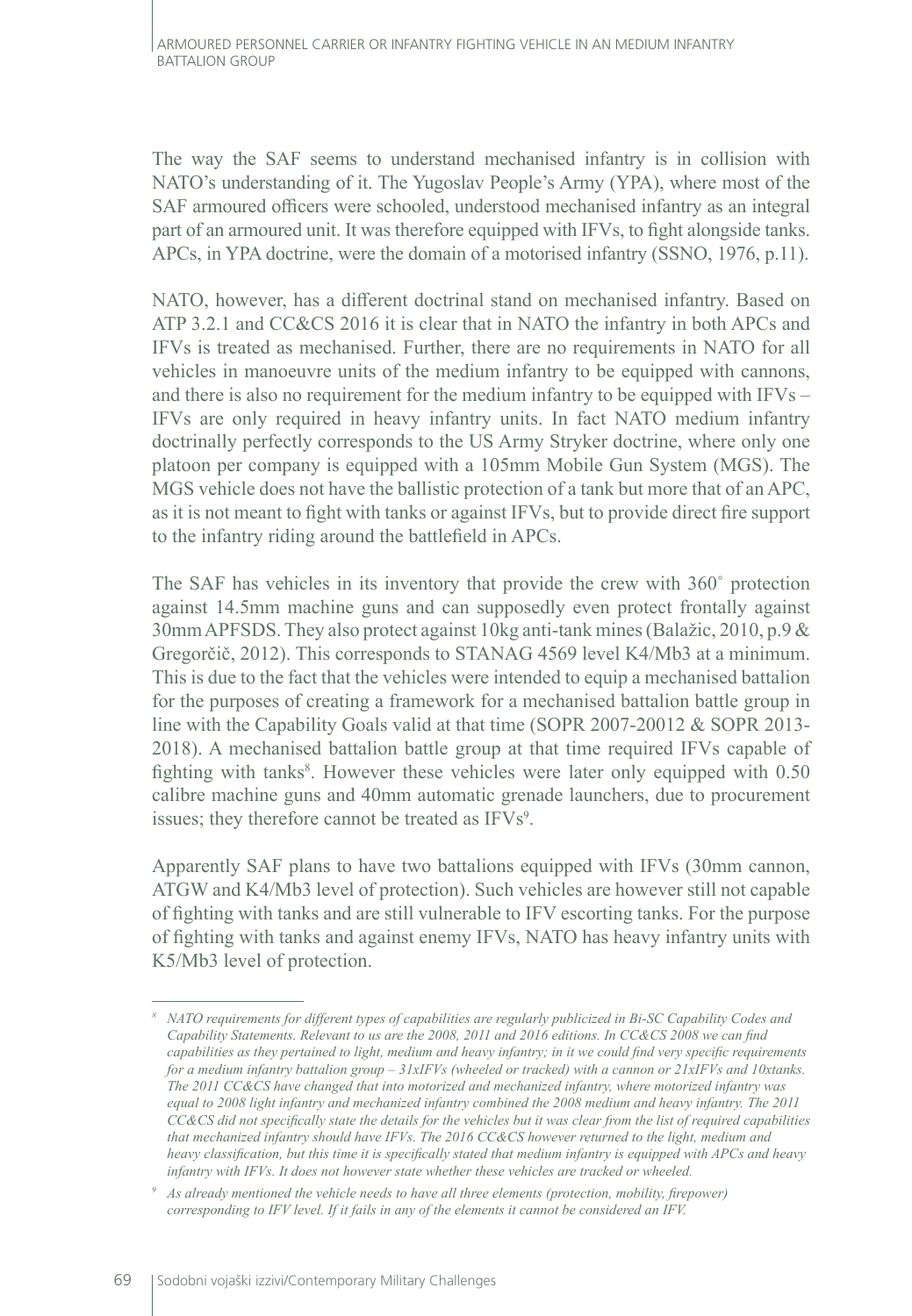The way the SAF seems to understand mechanised infantry is in collision with NATO's understanding of it. The Yugoslav People's Army (YPA), where most of the SAF armoured officers were schooled, understood mechanised infantry as an integral part of an armoured unit. It was therefore equipped with IFVs, to fight alongside tanks. APCs, in YPA doctrine, were the domain of a motorised infantry (SSNO, 1976, p.11).

NATO, however, has a different doctrinal stand on mechanised infantry. Based on ATP 3.2.1 and CC&CS 2016 it is clear that in NATO the infantry in both APCs and IFVs is treated as mechanised. Further, there are no requirements in NATO for all vehicles in manoeuvre units of the medium infantry to be equipped with cannons, and there is also no requirement for the medium infantry to be equipped with IFVs – IFVs are only required in heavy infantry units. In fact NATO medium infantry doctrinally perfectly corresponds to the US Army Stryker doctrine, where only one platoon per company is equipped with a 105mm Mobile Gun System (MGS). The MGS vehicle does not have the ballistic protection of a tank but more that of an APC, as it is not meant to fight with tanks or against IFVs, but to provide direct fire support to the infantry riding around the battlefield in APCs.

The SAF has vehicles in its inventory that provide the crew with 360˚ protection against 14.5mm machine guns and can supposedly even protect frontally against 30mm APFSDS. They also protect against 10kg anti-tank mines (Balažic, 2010, p.9 & Gregorčič, 2012). This corresponds to STANAG 4569 level K4/Mb3 at a minimum. This is due to the fact that the vehicles were intended to equip a mechanised battalion for the purposes of creating a framework for a mechanised battalion battle group in line with the Capability Goals valid at that time (SOPR 2007-20012 & SOPR 2013-2018). A mechanised battalion battle group at that time required IFVs capable of fighting with tanks[8]. However these vehicles were later only equipped with 0.50 calibre machine guns and 40mm automatic grenade launchers, due to procurement issues; they therefore cannot be treated as IFVs[9].

Apparently SAF plans to have two battalions equipped with IFVs (30mm cannon, ATGW and K4/Mb3 level of protection). Such vehicles are however still not capable of fighting with tanks and are still vulnerable to IFV escorting tanks. For the purpose of fighting with tanks and against enemy IFVs, NATO has heavy infantry units with K5/Mb3 level of protection.

---

[8] *NATO requirements for different types of capabilities are regularly publicized in Bi-SC Capability Codes and Capability Statements. Relevant to us are the 2008, 2011 and 2016 editions. In CC&CS 2008 we can find capabilities as they pertained to light, medium and heavy infantry; in it we could find very specific requirements for a medium infantry battalion group – 31xIFVs (wheeled or tracked) with a cannon or 21xIFVs and 10xtanks. The 2011 CC&CS have changed that into motorized and mechanized infantry, where motorized infantry was equal to 2008 light infantry and mechanized infantry combined the 2008 medium and heavy infantry. The 2011 CC&CS did not specifically state the details for the vehicles but it was clear from the list of required capabilities that mechanized infantry should have IFVs. The 2016 CC&CS however returned to the light, medium and heavy classification, but this time it is specifically stated that medium infantry is equipped with APCs and heavy infantry with IFVs. It does not however state whether these vehicles are tracked or wheeled.*

[9] *As already mentioned the vehicle needs to have all three elements (protection, mobility, firepower) corresponding to IFV level. If it fails in any of the elements it cannot be considered an IFV.*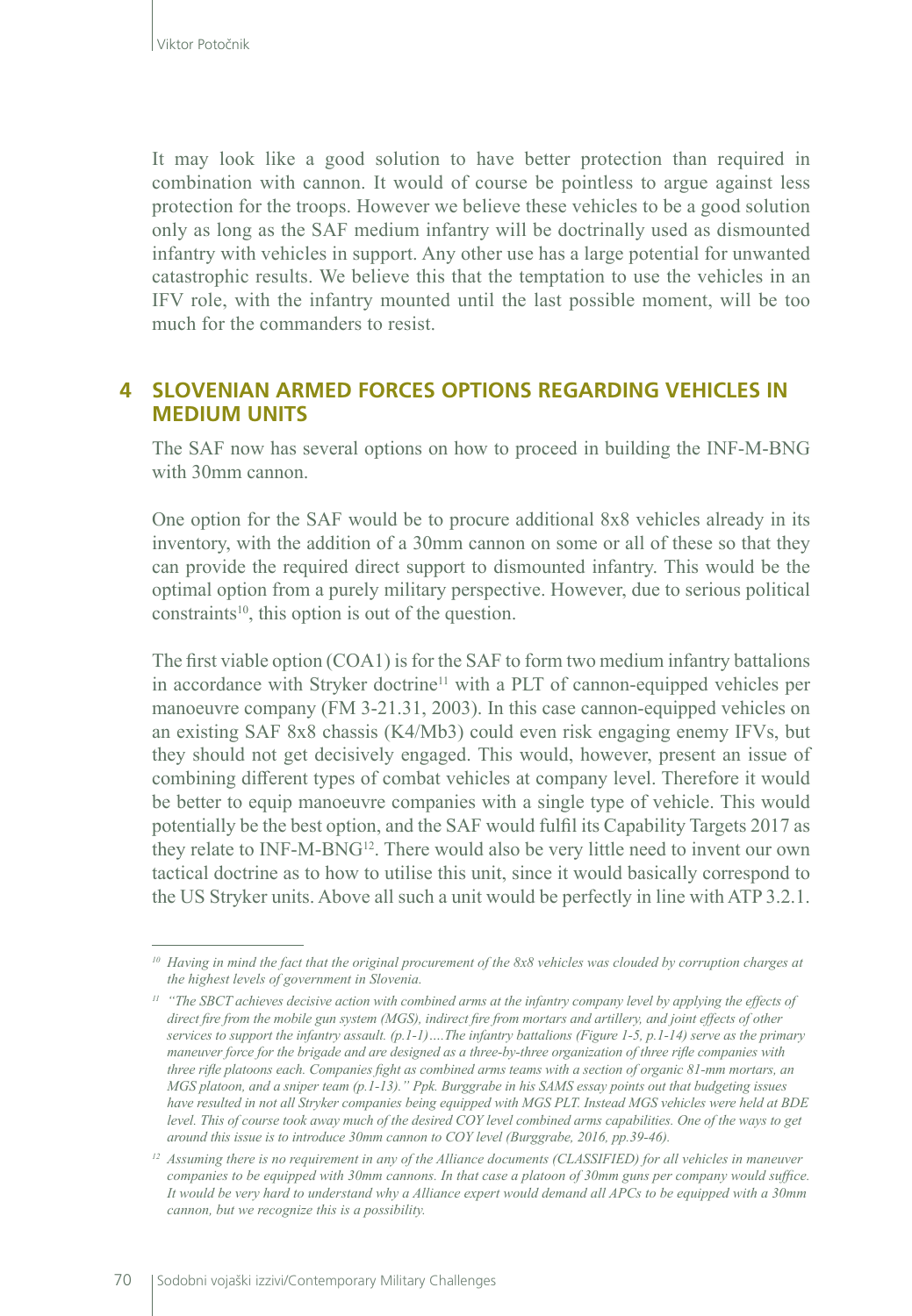It may look like a good solution to have better protection than required in combination with cannon. It would of course be pointless to argue against less protection for the troops. However we believe these vehicles to be a good solution only as long as the SAF medium infantry will be doctrinally used as dismounted infantry with vehicles in support. Any other use has a large potential for unwanted catastrophic results. We believe this that the temptation to use the vehicles in an IFV role, with the infantry mounted until the last possible moment, will be too much for the commanders to resist.

## 4 SLOVENIAN ARMED FORCES OPTIONS REGARDING VEHICLES IN MEDIUM UNITS

The SAF now has several options on how to proceed in building the INF-M-BNG with 30mm cannon.

One option for the SAF would be to procure additional 8x8 vehicles already in its inventory, with the addition of a 30mm cannon on some or all of these so that they can provide the required direct support to dismounted infantry. This would be the optimal option from a purely military perspective. However, due to serious political constraints[10], this option is out of the question.

The first viable option (COA1) is for the SAF to form two medium infantry battalions in accordance with Stryker doctrine[11] with a PLT of cannon-equipped vehicles per manoeuvre company (FM 3-21.31, 2003). In this case cannon-equipped vehicles on an existing SAF 8x8 chassis (K4/Mb3) could even risk engaging enemy IFVs, but they should not get decisively engaged. This would, however, present an issue of combining different types of combat vehicles at company level. Therefore it would be better to equip manoeuvre companies with a single type of vehicle. This would potentially be the best option, and the SAF would fulfil its Capability Targets 2017 as they relate to INF-M-BNG[12]. There would also be very little need to invent our own tactical doctrine as to how to utilise this unit, since it would basically correspond to the US Stryker units. Above all such a unit would be perfectly in line with ATP 3.2.1.

---

[10] *Having in mind the fact that the original procurement of the 8x8 vehicles was clouded by corruption charges at the highest levels of government in Slovenia.*

[11] *"The SBCT achieves decisive action with combined arms at the infantry company level by applying the effects of direct fire from the mobile gun system (MGS), indirect fire from mortars and artillery, and joint effects of other services to support the infantry assault. (p.1-1)….The infantry battalions (Figure 1-5, p.1-14) serve as the primary maneuver force for the brigade and are designed as a three-by-three organization of three rifle companies with three rifle platoons each. Companies fight as combined arms teams with a section of organic 81-mm mortars, an MGS platoon, and a sniper team (p.1-13)." Ppk. Burggrabe in his SAMS essay points out that budgeting issues have resulted in not all Stryker companies being equipped with MGS PLT. Instead MGS vehicles were held at BDE level. This of course took away much of the desired COY level combined arms capabilities. One of the ways to get around this issue is to introduce 30mm cannon to COY level (Burggrabe, 2016, pp.39-46).*

[12] *Assuming there is no requirement in any of the Alliance documents (CLASSIFIED) for all vehicles in maneuver companies to be equipped with 30mm cannons. In that case a platoon of 30mm guns per company would suffice. It would be very hard to understand why a Alliance expert would demand all APCs to be equipped with a 30mm cannon, but we recognize this is a possibility.*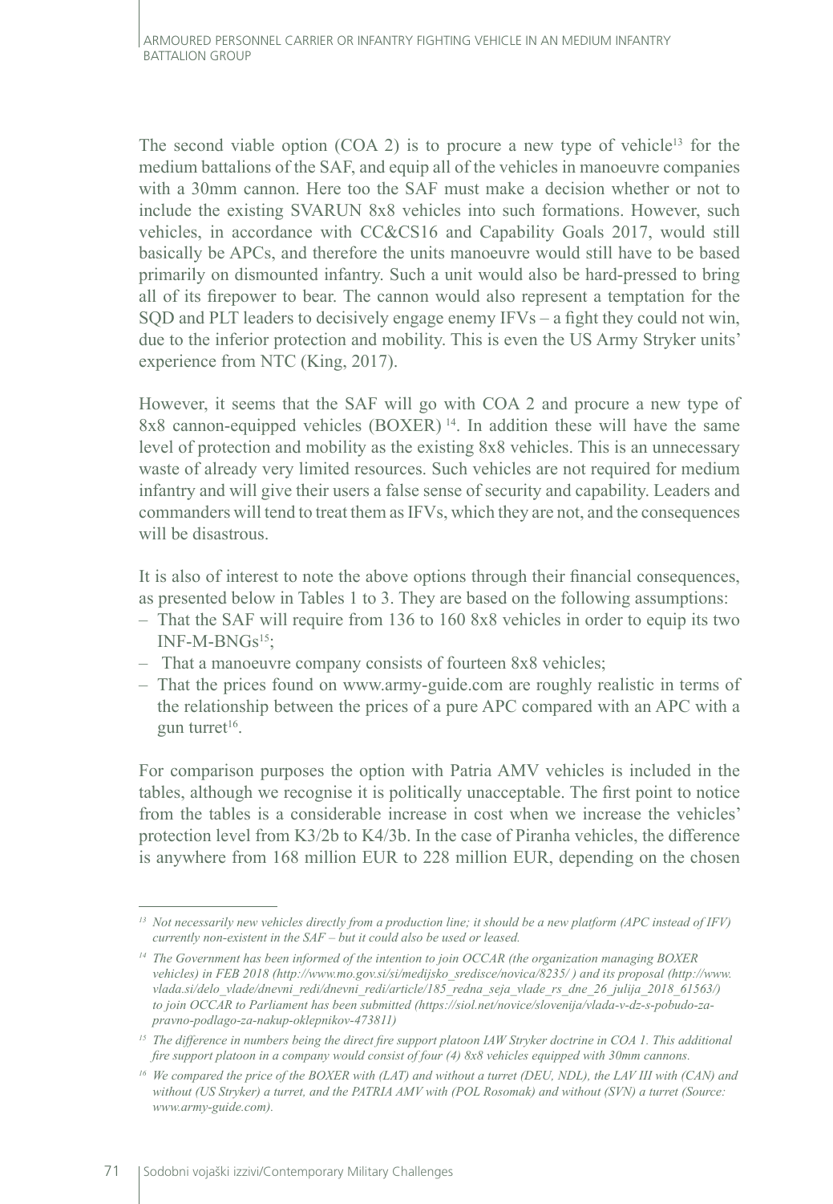The second viable option (COA 2) is to procure a new type of vehicle[13] for the medium battalions of the SAF, and equip all of the vehicles in manoeuvre companies with a 30mm cannon. Here too the SAF must make a decision whether or not to include the existing SVARUN 8x8 vehicles into such formations. However, such vehicles, in accordance with CC&CS16 and Capability Goals 2017, would still basically be APCs, and therefore the units manoeuvre would still have to be based primarily on dismounted infantry. Such a unit would also be hard-pressed to bring all of its firepower to bear. The cannon would also represent a temptation for the SQD and PLT leaders to decisively engage enemy IFVs – a fight they could not win, due to the inferior protection and mobility. This is even the US Army Stryker units' experience from NTC (King, 2017).

However, it seems that the SAF will go with COA 2 and procure a new type of 8x8 cannon-equipped vehicles (BOXER)[14]. In addition these will have the same level of protection and mobility as the existing 8x8 vehicles. This is an unnecessary waste of already very limited resources. Such vehicles are not required for medium infantry and will give their users a false sense of security and capability. Leaders and commanders will tend to treat them as IFVs, which they are not, and the consequences will be disastrous.

It is also of interest to note the above options through their financial consequences, as presented below in Tables 1 to 3. They are based on the following assumptions:

- That the SAF will require from 136 to 160 8x8 vehicles in order to equip its two INF-M-BNGs[15];
- That a manoeuvre company consists of fourteen 8x8 vehicles;
- That the prices found on www.army-guide.com are roughly realistic in terms of the relationship between the prices of a pure APC compared with an APC with a gun turret[16].

For comparison purposes the option with Patria AMV vehicles is included in the tables, although we recognise it is politically unacceptable. The first point to notice from the tables is a considerable increase in cost when we increase the vehicles' protection level from K3/2b to K4/3b. In the case of Piranha vehicles, the difference is anywhere from 168 million EUR to 228 million EUR, depending on the chosen

---

*[13] Not necessarily new vehicles directly from a production line; it should be a new platform (APC instead of IFV) currently non-existent in the SAF – but it could also be used or leased.*

*[14] The Government has been informed of the intention to join OCCAR (the organization managing BOXER vehicles) in FEB 2018 (http://www.mo.gov.si/si/medijsko_sredisce/novica/8235/ ) and its proposal (http://www.vlada.si/delo_vlade/dnevni_redi/dnevni_redi/article/185_redna_seja_vlade_rs_dne_26_julija_2018_61563/) to join OCCAR to Parliament has been submitted (https://siol.net/novice/slovenija/vlada-v-dz-s-pobudo-za-pravno-podlago-za-nakup-oklepnikov-473811)*

*[15] The difference in numbers being the direct fire support platoon IAW Stryker doctrine in COA 1. This additional fire support platoon in a company would consist of four (4) 8x8 vehicles equipped with 30mm cannons.*

*[16] We compared the price of the BOXER with (LAT) and without a turret (DEU, NDL), the LAV III with (CAN) and without (US Stryker) a turret, and the PATRIA AMV with (POL Rosomak) and without (SVN) a turret (Source: www.army-guide.com).*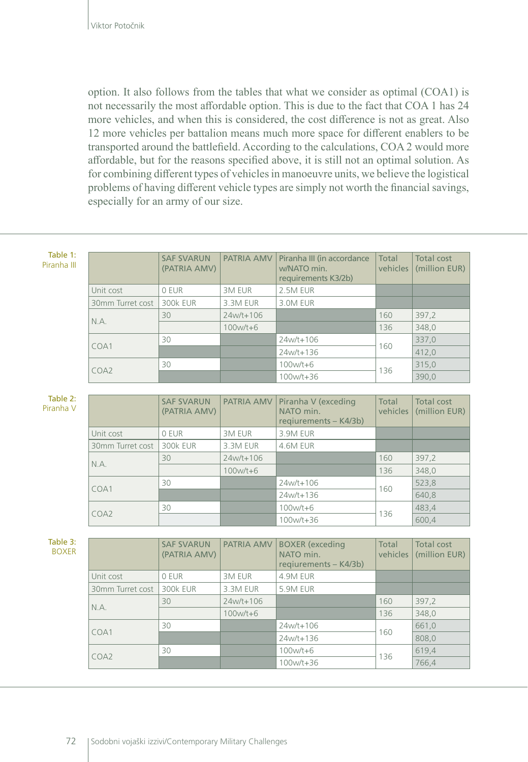option. It also follows from the tables that what we consider as optimal (COA1) is not necessarily the most affordable option. This is due to the fact that COA 1 has 24 more vehicles, and when this is considered, the cost difference is not as great. Also 12 more vehicles per battalion means much more space for different enablers to be transported around the battlefield. According to the calculations, COA 2 would more affordable, but for the reasons specified above, it is still not an optimal solution. As for combining different types of vehicles in manoeuvre units, we believe the logistical problems of having different vehicle types are simply not worth the financial savings, especially for an army of our size.

Table 1: Piranha III

| | SAF SVARUN (PATRIA AMV) | PATRIA AMV | Piranha III (in accordance w/NATO min. requirements K3/2b) | Total vehicles | Total cost (million EUR) |
|---|---|---|---|---|---|
| Unit cost | 0 EUR | 3M EUR | 2.5M EUR | | |
| 30mm Turret cost | 300k EUR | 3.3M EUR | 3.0M EUR | | |
| N.A. | 30 | 24w/t+106 | | 160 | 397,2 |
| | | 100w/t+6 | | 136 | 348,0 |
| COA1 | 30 | | 24w/t+106 | 160 | 337,0 |
| | | | 24w/t+136 | | 412,0 |
| COA2 | 30 | | 100w/t+6 | 136 | 315,0 |
| | | | 100w/t+36 | | 390,0 |

Table 2: Piranha V

| | SAF SVARUN (PATRIA AMV) | PATRIA AMV | Piranha V (exceding NATO min. reqiurements – K4/3b) | Total vehicles | Total cost (million EUR) |
|---|---|---|---|---|---|
| Unit cost | 0 EUR | 3M EUR | 3.9M EUR | | |
| 30mm Turret cost | 300k EUR | 3.3M EUR | 4.6M EUR | | |
| N.A. | 30 | 24w/t+106 | | 160 | 397,2 |
| | | 100w/t+6 | | 136 | 348,0 |
| COA1 | 30 | | 24w/t+106 | 160 | 523,8 |
| | | | 24w/t+136 | | 640,8 |
| COA2 | 30 | | 100w/t+6 | 136 | 483,4 |
| | | | 100w/t+36 | | 600,4 |

Table 3: BOXER

| | SAF SVARUN (PATRIA AMV) | PATRIA AMV | BOXER (exceding NATO min. reqiurements – K4/3b) | Total vehicles | Total cost (million EUR) |
|---|---|---|---|---|---|
| Unit cost | 0 EUR | 3M EUR | 4.9M EUR | | |
| 30mm Turret cost | 300k EUR | 3.3M EUR | 5.9M EUR | | |
| N.A. | 30 | 24w/t+106 | | 160 | 397,2 |
| | | 100w/t+6 | | 136 | 348,0 |
| COA1 | 30 | | 24w/t+106 | 160 | 661,0 |
| | | | 24w/t+136 | | 808,0 |
| COA2 | 30 | | 100w/t+6 | 136 | 619,4 |
| | | | 100w/t+36 | | 766,4 |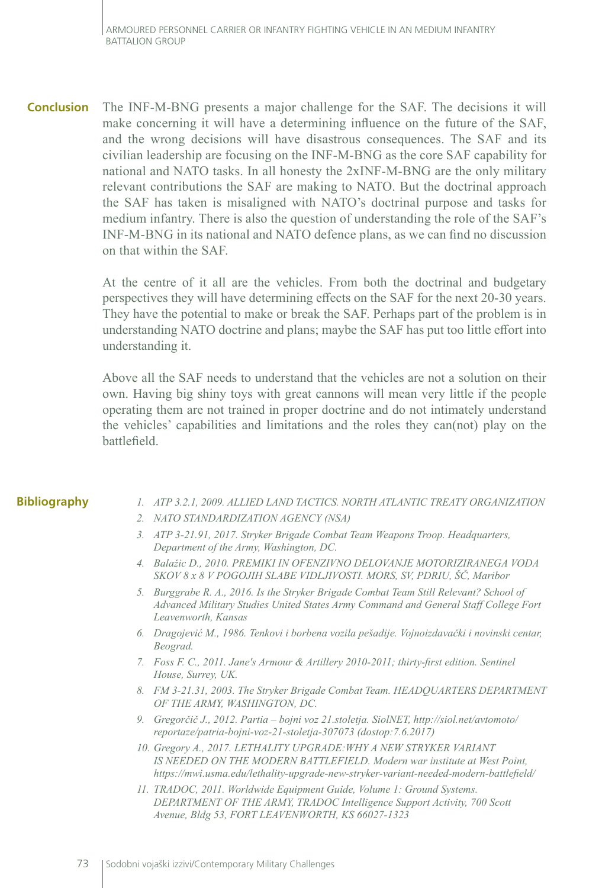## Conclusion

The INF-M-BNG presents a major challenge for the SAF. The decisions it will make concerning it will have a determining influence on the future of the SAF, and the wrong decisions will have disastrous consequences. The SAF and its civilian leadership are focusing on the INF-M-BNG as the core SAF capability for national and NATO tasks. In all honesty the 2xINF-M-BNG are the only military relevant contributions the SAF are making to NATO. But the doctrinal approach the SAF has taken is misaligned with NATO's doctrinal purpose and tasks for medium infantry. There is also the question of understanding the role of the SAF's INF-M-BNG in its national and NATO defence plans, as we can find no discussion on that within the SAF.

At the centre of it all are the vehicles. From both the doctrinal and budgetary perspectives they will have determining effects on the SAF for the next 20-30 years. They have the potential to make or break the SAF. Perhaps part of the problem is in understanding NATO doctrine and plans; maybe the SAF has put too little effort into understanding it.

Above all the SAF needs to understand that the vehicles are not a solution on their own. Having big shiny toys with great cannons will mean very little if the people operating them are not trained in proper doctrine and do not intimately understand the vehicles' capabilities and limitations and the roles they can(not) play on the battlefield.

## Bibliography

1. *ATP 3.2.1, 2009. ALLIED LAND TACTICS. NORTH ATLANTIC TREATY ORGANIZATION*
2. *NATO STANDARDIZATION AGENCY (NSA)*
3. *ATP 3-21.91, 2017. Stryker Brigade Combat Team Weapons Troop. Headquarters, Department of the Army, Washington, DC.*
4. *Balažic D., 2010. PREMIKI IN OFENZIVNO DELOVANJE MOTORIZIRANEGA VODA SKOV 8 x 8 V POGOJIH SLABE VIDLJIVOSTI. MORS, SV, PDRIU, ŠČ, Maribor*
5. *Burggrabe R. A., 2016. Is the Stryker Brigade Combat Team Still Relevant? School of Advanced Military Studies United States Army Command and General Staff College Fort Leavenworth, Kansas*
6. *Dragojević M., 1986. Tenkovi i borbena vozila pešadije. Vojnoizdavački i novinski centar, Beograd.*
7. *Foss F. C., 2011. Jane's Armour & Artillery 2010-2011; thirty-first edition. Sentinel House, Surrey, UK.*
8. *FM 3-21.31, 2003. The Stryker Brigade Combat Team. HEADQUARTERS DEPARTMENT OF THE ARMY, WASHINGTON, DC.*
9. *Gregorčič J., 2012. Partia – bojni voz 21.stoletja. SiolNET, http://siol.net/avtomoto/reportaze/patria-bojni-voz-21-stoletja-307073 (dostop:7.6.2017)*
10. *Gregory A., 2017. LETHALITY UPGRADE:WHY A NEW STRYKER VARIANT IS NEEDED ON THE MODERN BATTLEFIELD. Modern war institute at West Point, https://mwi.usma.edu/lethality-upgrade-new-stryker-variant-needed-modern-battlefield/*
11. *TRADOC, 2011. Worldwide Equipment Guide, Volume 1: Ground Systems. DEPARTMENT OF THE ARMY, TRADOC Intelligence Support Activity, 700 Scott Avenue, Bldg 53, FORT LEAVENWORTH, KS 66027-1323*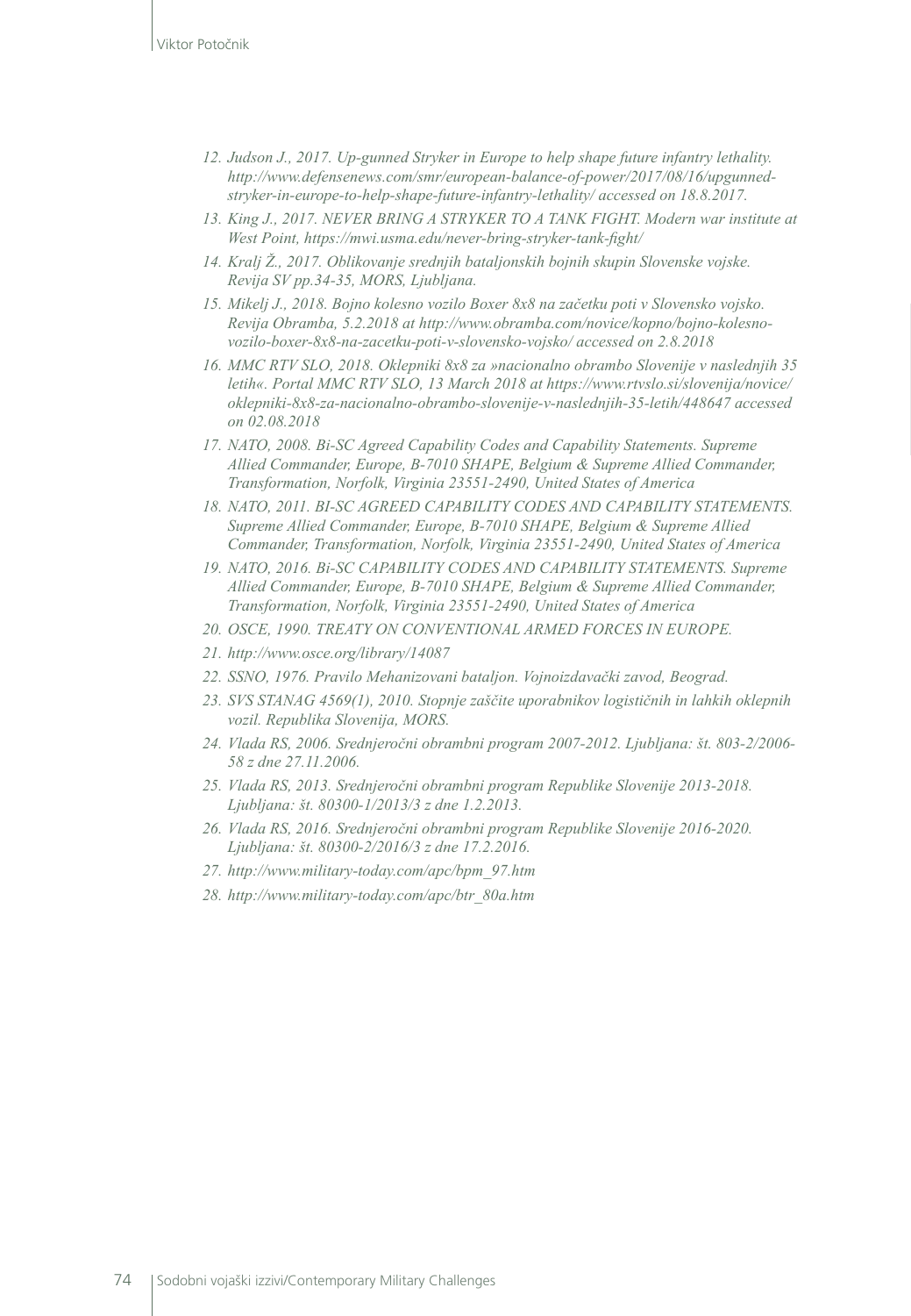12. *Judson J., 2017. Up-gunned Stryker in Europe to help shape future infantry lethality. http://www.defensenews.com/smr/european-balance-of-power/2017/08/16/upgunned-stryker-in-europe-to-help-shape-future-infantry-lethality/ accessed on 18.8.2017.*
13. *King J., 2017. NEVER BRING A STRYKER TO A TANK FIGHT. Modern war institute at West Point, https://mwi.usma.edu/never-bring-stryker-tank-fight/*
14. *Kralj Ž., 2017. Oblikovanje srednjih bataljonskih bojnih skupin Slovenske vojske. Revija SV pp.34-35, MORS, Ljubljana.*
15. *Mikelj J., 2018. Bojno kolesno vozilo Boxer 8x8 na začetku poti v Slovensko vojsko. Revija Obramba, 5.2.2018 at http://www.obramba.com/novice/kopno/bojno-kolesno-vozilo-boxer-8x8-na-zacetku-poti-v-slovensko-vojsko/ accessed on 2.8.2018*
16. *MMC RTV SLO, 2018. Oklepniki 8x8 za »nacionalno obrambo Slovenije v naslednjih 35 letih«. Portal MMC RTV SLO, 13 March 2018 at https://www.rtvslo.si/slovenija/novice/oklepniki-8x8-za-nacionalno-obrambo-slovenije-v-naslednjih-35-letih/448647 accessed on 02.08.2018*
17. *NATO, 2008. Bi-SC Agreed Capability Codes and Capability Statements. Supreme Allied Commander, Europe, B-7010 SHAPE, Belgium & Supreme Allied Commander, Transformation, Norfolk, Virginia 23551-2490, United States of America*
18. *NATO, 2011. BI-SC AGREED CAPABILITY CODES AND CAPABILITY STATEMENTS. Supreme Allied Commander, Europe, B-7010 SHAPE, Belgium & Supreme Allied Commander, Transformation, Norfolk, Virginia 23551-2490, United States of America*
19. *NATO, 2016. Bi-SC CAPABILITY CODES AND CAPABILITY STATEMENTS. Supreme Allied Commander, Europe, B-7010 SHAPE, Belgium & Supreme Allied Commander, Transformation, Norfolk, Virginia 23551-2490, United States of America*
20. *OSCE, 1990. TREATY ON CONVENTIONAL ARMED FORCES IN EUROPE.*
21. *http://www.osce.org/library/14087*
22. *SSNO, 1976. Pravilo Mehanizovani bataljon. Vojnoizdavački zavod, Beograd.*
23. *SVS STANAG 4569(1), 2010. Stopnje zaščite uporabnikov logističnih in lahkih oklepnih vozil. Republika Slovenija, MORS.*
24. *Vlada RS, 2006. Srednjeročni obrambni program 2007-2012. Ljubljana: št. 803-2/2006-58 z dne 27.11.2006.*
25. *Vlada RS, 2013. Srednjeročni obrambni program Republike Slovenije 2013-2018. Ljubljana: št. 80300-1/2013/3 z dne 1.2.2013.*
26. *Vlada RS, 2016. Srednjeročni obrambni program Republike Slovenije 2016-2020. Ljubljana: št. 80300-2/2016/3 z dne 17.2.2016.*
27. *http://www.military-today.com/apc/bpm_97.htm*
28. *http://www.military-today.com/apc/btr_80a.htm*